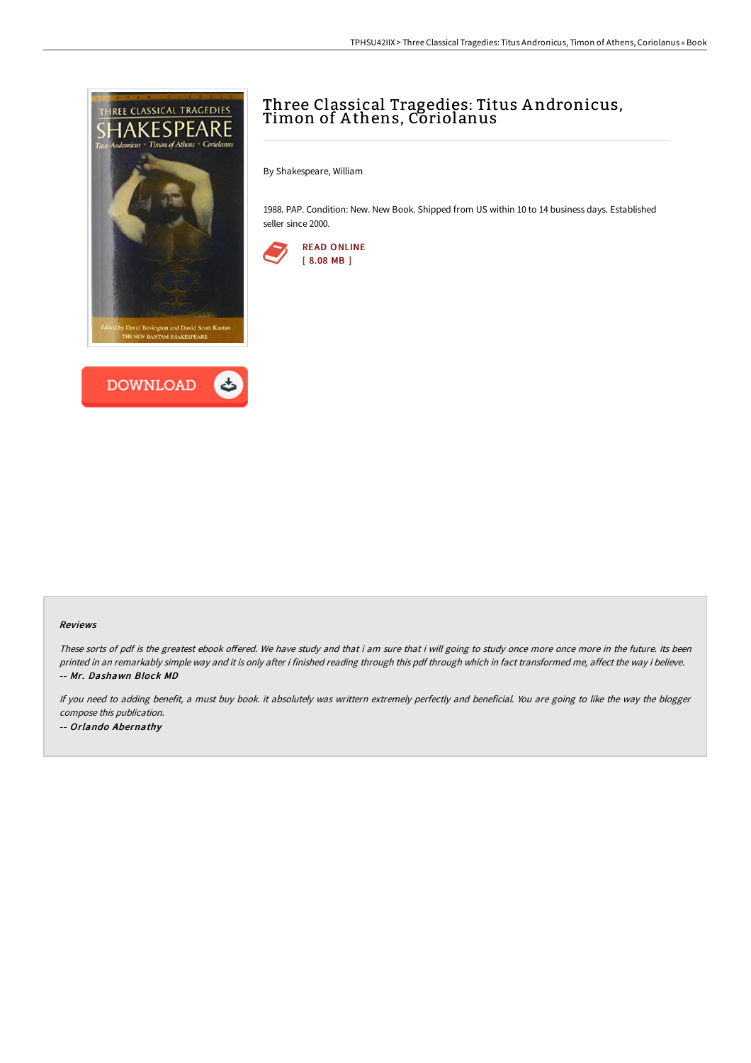# Three Classical Tragedies: Titus Andronicus, Timon of Athens, Coriolanus

By Shakespeare, William

1988. PAP. Condition: New. New Book. Shipped from US within 10 to 14 business days. Established seller since 2000.

READ ONLINE
[ 8.08 MB ]

DOWNLOAD

#### Reviews

*These sorts of pdf is the greatest ebook offered. We have study and that i am sure that i will going to study once more once more in the future. Its been printed in an remarkably simple way and it is only after i finished reading through this pdf through which in fact transformed me, affect the way i believe.*
*-- Mr. Dashawn Block MD*

*If you need to adding benefit, a must buy book. it absolutely was writtern extremely perfectly and beneficial. You are going to like the way the blogger compose this publication.*
*-- Orlando Abernathy*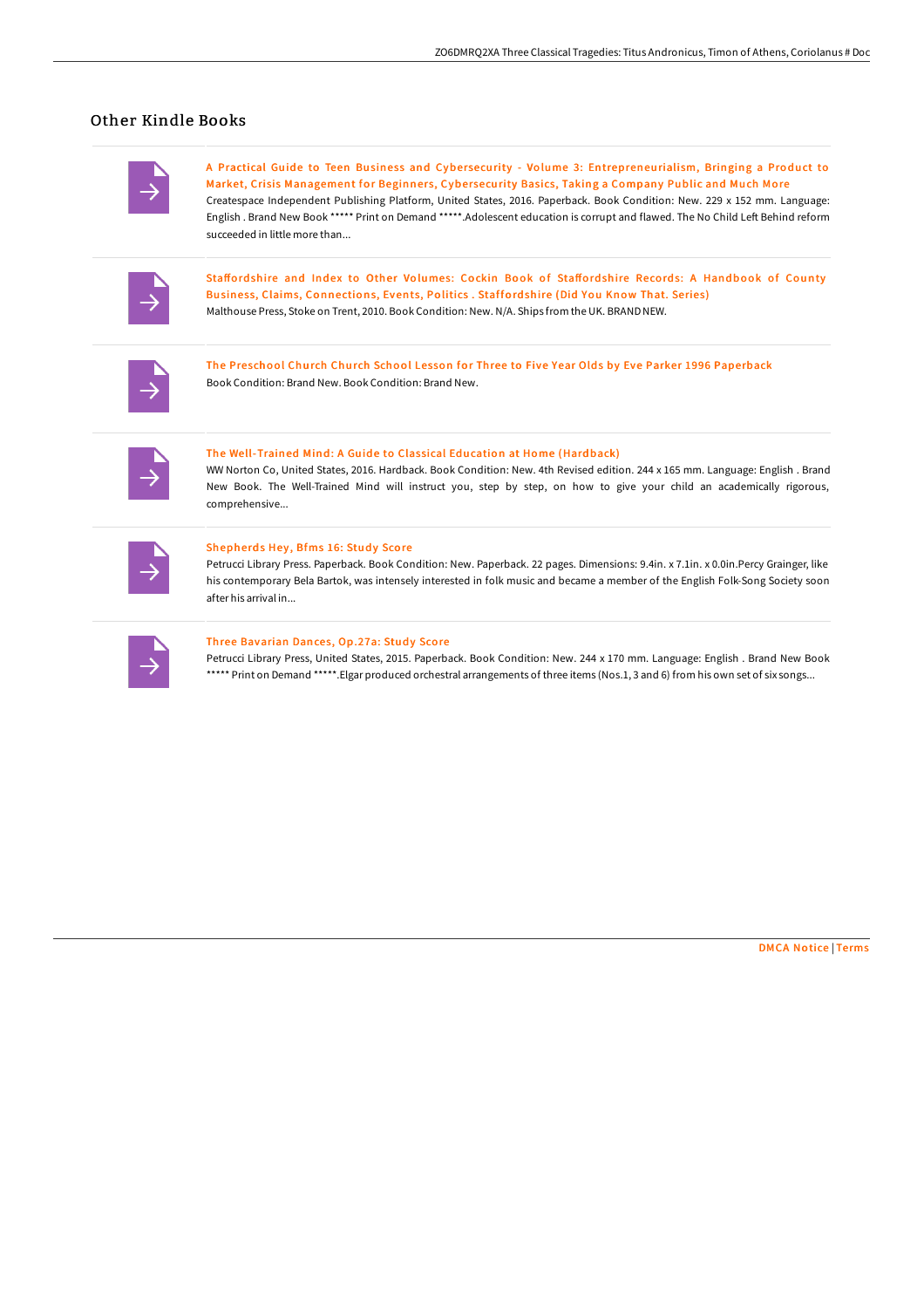## Other Kindle Books

**A Practical Guide to Teen Business and Cybersecurity - Volume 3: Entrepreneurialism, Bringing a Product to Market, Crisis Management for Beginners, Cybersecurity Basics, Taking a Company Public and Much More**

Createspace Independent Publishing Platform, United States, 2016. Paperback. Book Condition: New. 229 x 152 mm. Language: English . Brand New Book ***** Print on Demand *****.Adolescent education is corrupt and flawed. The No Child Left Behind reform succeeded in little more than...

**Staffordshire and Index to Other Volumes: Cockin Book of Staffordshire Records: A Handbook of County Business, Claims, Connections, Events, Politics . Staffordshire (Did You Know That. Series)**

Malthouse Press, Stoke on Trent, 2010. Book Condition: New. N/A. Ships from the UK. BRAND NEW.

**The Preschool Church Church School Lesson for Three to Five Year Olds by Eve Parker 1996 Paperback**

Book Condition: Brand New. Book Condition: Brand New.

**The Well-Trained Mind: A Guide to Classical Education at Home (Hardback)**

WW Norton Co, United States, 2016. Hardback. Book Condition: New. 4th Revised edition. 244 x 165 mm. Language: English . Brand New Book. The Well-Trained Mind will instruct you, step by step, on how to give your child an academically rigorous, comprehensive...

**Shepherds Hey, Bfms 16: Study Score**

Petrucci Library Press. Paperback. Book Condition: New. Paperback. 22 pages. Dimensions: 9.4in. x 7.1in. x 0.0in.Percy Grainger, like his contemporary Bela Bartok, was intensely interested in folk music and became a member of the English Folk-Song Society soon after his arrival in...

**Three Bavarian Dances, Op.27a: Study Score**

Petrucci Library Press, United States, 2015. Paperback. Book Condition: New. 244 x 170 mm. Language: English . Brand New Book ***** Print on Demand *****.Elgar produced orchestral arrangements of three items (Nos.1, 3 and 6) from his own set of six songs...

DMCA Notice | Terms